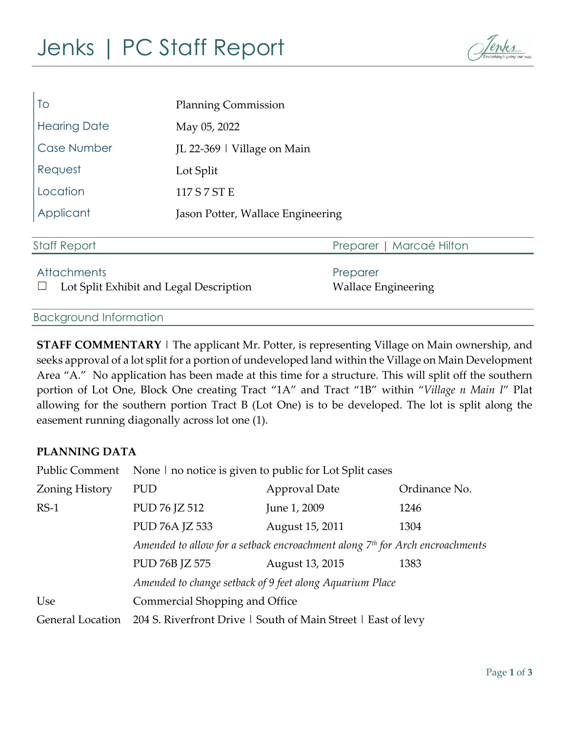# Jenks | PC Staff Report

| | |
|---|---|
| To | Planning Commission |
| Hearing Date | May 05, 2022 |
| Case Number | JL 22-369 ǀ Village on Main |
| Request | Lot Split |
| Location | 117 S 7 ST E |
| Applicant | Jason Potter, Wallace Engineering |

## Staff Report

Preparer | Marcaé Hilton

**Attachments**

☐ Lot Split Exhibit and Legal Description

**Preparer**

Wallace Engineering

## Background Information

**STAFF COMMENTARY** ǀ The applicant Mr. Potter, is representing Village on Main ownership, and seeks approval of a lot split for a portion of undeveloped land within the Village on Main Development Area "A." No application has been made at this time for a structure. This will split off the southern portion of Lot One, Block One creating Tract "1A" and Tract "1B" within "*Village n Main I*" Plat allowing for the southern portion Tract B (Lot One) is to be developed. The lot is split along the easement running diagonally across lot one (1).

**PLANNING DATA**

| | | | |
|---|---|---|---|
| Public Comment | None ǀ no notice is given to public for Lot Split cases | | |
| Zoning History | PUD | Approval Date | Ordinance No. |
| RS-1 | PUD 76 JZ 512 | June 1, 2009 | 1246 |
| | PUD 76A JZ 533 | August 15, 2011 | 1304 |
| | *Amended to allow for a setback encroachment along 7th for Arch encroachments* | | |
| | PUD 76B JZ 575 | August 13, 2015 | 1383 |
| | *Amended to change setback of 9 feet along Aquarium Place* | | |
| Use | Commercial Shopping and Office | | |
| General Location | 204 S. Riverfront Drive ǀ South of Main Street ǀ East of levy | | |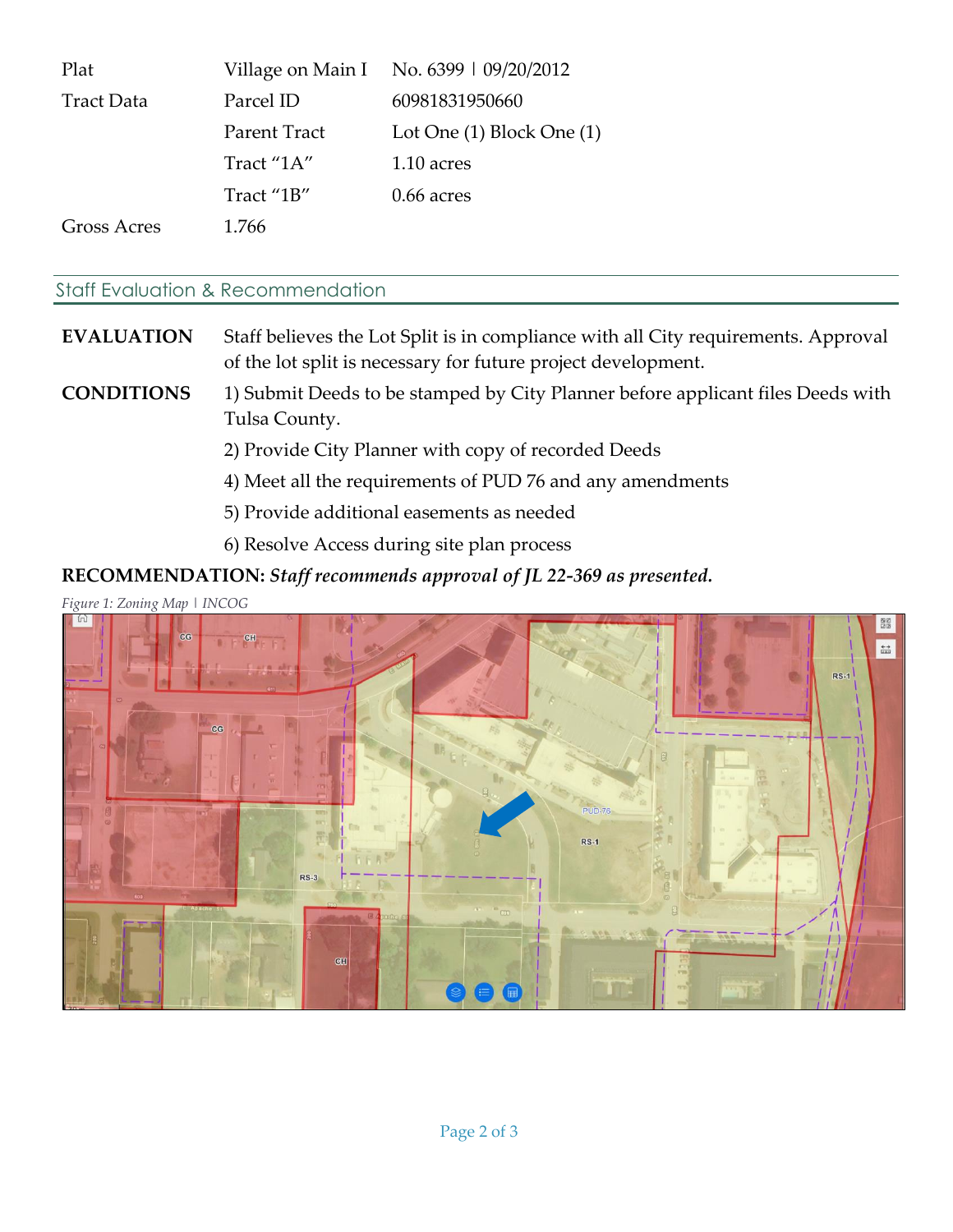| | | |
|---|---|---|
| Plat | Village on Main I | No. 6399 ǀ 09/20/2012 |
| Tract Data | Parcel ID | 60981831950660 |
| | Parent Tract | Lot One (1) Block One (1) |
| | Tract "1A" | 1.10 acres |
| | Tract "1B" | 0.66 acres |
| Gross Acres | 1.766 | |

## Staff Evaluation & Recommendation

**EVALUATION** Staff believes the Lot Split is in compliance with all City requirements. Approval of the lot split is necessary for future project development.

**CONDITIONS**

1) Submit Deeds to be stamped by City Planner before applicant files Deeds with Tulsa County.
2) Provide City Planner with copy of recorded Deeds
4) Meet all the requirements of PUD 76 and any amendments
5) Provide additional easements as needed
6) Resolve Access during site plan process

**RECOMMENDATION:** ***Staff recommends approval of JL 22-369 as presented.***

*Figure 1: Zoning Map ǀ INCOG*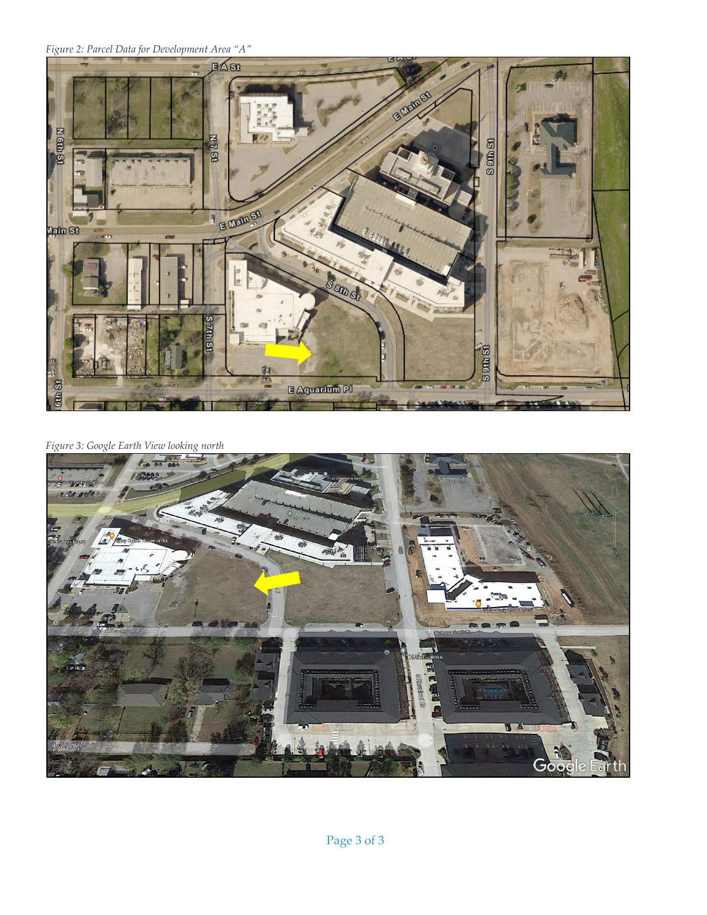*Figure 2: Parcel Data for Development Area "A"*

*Figure 3: Google Earth View looking north*